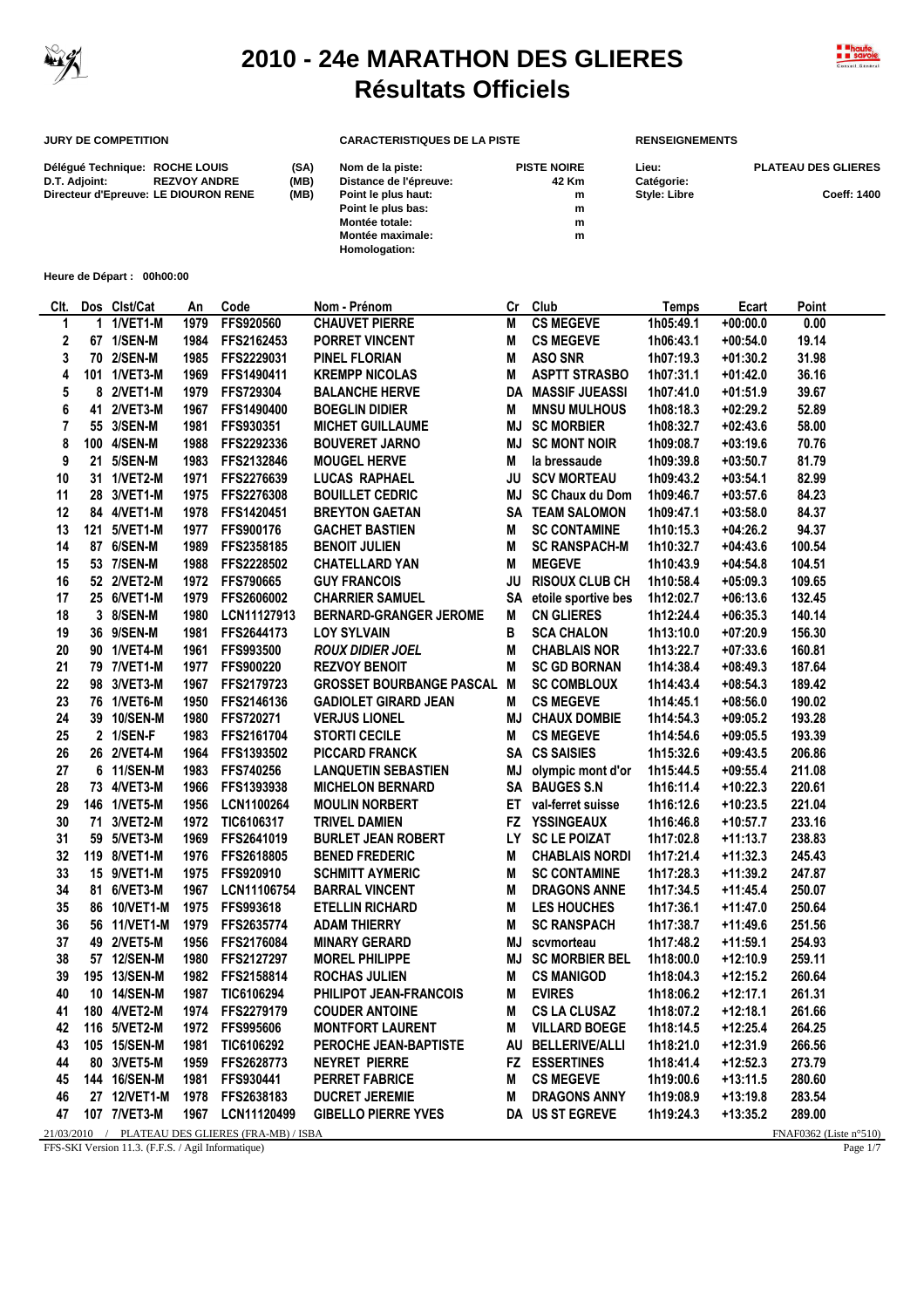# 2010 - 24e MARATHON DES GLIERES
## Résultats Officiels

**JURY DE COMPETITION**

| | | |
|---|---|---|
| Délégué Technique: | ROCHE LOUIS | (SA) |
| D.T. Adjoint: | REZVOY ANDRE | (MB) |
| Directeur d'Epreuve: | LE DIOURON RENE | (MB) |

**CARACTERISTIQUES DE LA PISTE**

| | |
|---|---|
| Nom de la piste: | PISTE NOIRE |
| Distance de l'épreuve: | 42 Km |
| Point le plus haut: | m |
| Point le plus bas: | m |
| Montée totale: | m |
| Montée maximale: | m |
| Homologation: | |

**RENSEIGNEMENTS**

| | |
|---|---|
| Lieu: | PLATEAU DES GLIERES |
| Catégorie: | |
| Style: Libre | Coeff: 1400 |

**Heure de Départ : 00h00:00**

| Clt. | Dos | Clst/Cat | An | Code | Nom - Prénom | Cr | Club | Temps | Ecart | Point |
|---|---|---|---|---|---|---|---|---|---|---|
| 1 | 1 | 1/VET1-M | 1979 | FFS920560 | CHAUVET PIERRE | M | CS MEGEVE | 1h05:49.1 | +00:00.0 | 0.00 |
| 2 | 67 | 1/SEN-M | 1984 | FFS2162453 | PORRET VINCENT | M | CS MEGEVE | 1h06:43.1 | +00:54.0 | 19.14 |
| 3 | 70 | 2/SEN-M | 1985 | FFS2229031 | PINEL FLORIAN | M | ASO SNR | 1h07:19.3 | +01:30.2 | 31.98 |
| 4 | 101 | 1/VET3-M | 1969 | FFS1490411 | KREMPP NICOLAS | M | ASPTT STRASBO | 1h07:31.1 | +01:42.0 | 36.16 |
| 5 | 8 | 2/VET1-M | 1979 | FFS729304 | BALANCHE HERVE | DA | MASSIF JUEASSI | 1h07:41.0 | +01:51.9 | 39.67 |
| 6 | 41 | 2/VET3-M | 1967 | FFS1490400 | BOEGLIN DIDIER | M | MNSU MULHOUS | 1h08:18.3 | +02:29.2 | 52.89 |
| 7 | 55 | 3/SEN-M | 1981 | FFS930351 | MICHET GUILLAUME | MJ | SC MORBIER | 1h08:32.7 | +02:43.6 | 58.00 |
| 8 | 100 | 4/SEN-M | 1988 | FFS2292336 | BOUVERET JARNO | MJ | SC MONT NOIR | 1h09:08.7 | +03:19.6 | 70.76 |
| 9 | 21 | 5/SEN-M | 1983 | FFS2132846 | MOUGEL HERVE | M | la bressaude | 1h09:39.8 | +03:50.7 | 81.79 |
| 10 | 31 | 1/VET2-M | 1971 | FFS2276639 | LUCAS RAPHAEL | JU | SCV MORTEAU | 1h09:43.2 | +03:54.1 | 82.99 |
| 11 | 28 | 3/VET1-M | 1975 | FFS2276308 | BOUILLET CEDRIC | MJ | SC Chaux du Dom | 1h09:46.7 | +03:57.6 | 84.23 |
| 12 | 84 | 4/VET1-M | 1978 | FFS1420451 | BREYTON GAETAN | SA | TEAM SALOMON | 1h09:47.1 | +03:58.0 | 84.37 |
| 13 | 121 | 5/VET1-M | 1977 | FFS900176 | GACHET BASTIEN | M | SC CONTAMINE | 1h10:15.3 | +04:26.2 | 94.37 |
| 14 | 87 | 6/SEN-M | 1989 | FFS2358185 | BENOIT JULIEN | M | SC RANSPACH-M | 1h10:32.7 | +04:43.6 | 100.54 |
| 15 | 53 | 7/SEN-M | 1988 | FFS2228502 | CHATELLARD YAN | M | MEGEVE | 1h10:43.9 | +04:54.8 | 104.51 |
| 16 | 52 | 2/VET2-M | 1972 | FFS790665 | GUY FRANCOIS | JU | RISOUX CLUB CH | 1h10:58.4 | +05:09.3 | 109.65 |
| 17 | 25 | 6/VET1-M | 1979 | FFS2606002 | CHARRIER SAMUEL | SA | etoile sportive bes | 1h12:02.7 | +06:13.6 | 132.45 |
| 18 | 3 | 8/SEN-M | 1980 | LCN11127913 | BERNARD-GRANGER JEROME | M | CN GLIERES | 1h12:24.4 | +06:35.3 | 140.14 |
| 19 | 36 | 9/SEN-M | 1981 | FFS2644173 | LOY SYLVAIN | B | SCA CHALON | 1h13:10.0 | +07:20.9 | 156.30 |
| 20 | 90 | 1/VET4-M | 1961 | FFS993500 | *ROUX DIDIER JOEL* | M | CHABLAIS NOR | 1h13:22.7 | +07:33.6 | 160.81 |
| 21 | 79 | 7/VET1-M | 1977 | FFS900220 | REZVOY BENOIT | M | SC GD BORNAN | 1h14:38.4 | +08:49.3 | 187.64 |
| 22 | 98 | 3/VET3-M | 1967 | FFS2179723 | GROSSET BOURBANGE PASCAL | M | SC COMBLOUX | 1h14:43.4 | +08:54.3 | 189.42 |
| 23 | 76 | 1/VET6-M | 1950 | FFS2146136 | GADIOLET GIRARD JEAN | M | CS MEGEVE | 1h14:45.1 | +08:56.0 | 190.02 |
| 24 | 39 | 10/SEN-M | 1980 | FFS720271 | VERJUS LIONEL | MJ | CHAUX DOMBIE | 1h14:54.3 | +09:05.2 | 193.28 |
| 25 | 2 | 1/SEN-F | 1983 | FFS2161704 | STORTI CECILE | M | CS MEGEVE | 1h14:54.6 | +09:05.5 | 193.39 |
| 26 | 26 | 2/VET4-M | 1964 | FFS1393502 | PICCARD FRANCK | SA | CS SAISIES | 1h15:32.6 | +09:43.5 | 206.86 |
| 27 | 6 | 11/SEN-M | 1983 | FFS740256 | LANQUETIN SEBASTIEN | MJ | olympic mont d'or | 1h15:44.5 | +09:55.4 | 211.08 |
| 28 | 73 | 4/VET3-M | 1966 | FFS1393938 | MICHELON BERNARD | SA | BAUGES S.N | 1h16:11.4 | +10:22.3 | 220.61 |
| 29 | 146 | 1/VET5-M | 1956 | LCN1100264 | MOULIN NORBERT | ET | val-ferret suisse | 1h16:12.6 | +10:23.5 | 221.04 |
| 30 | 71 | 3/VET2-M | 1972 | TIC6106317 | TRIVEL DAMIEN | FZ | YSSINGEAUX | 1h16:46.8 | +10:57.7 | 233.16 |
| 31 | 59 | 5/VET3-M | 1969 | FFS2641019 | BURLET JEAN ROBERT | LY | SC LE POIZAT | 1h17:02.8 | +11:13.7 | 238.83 |
| 32 | 119 | 8/VET1-M | 1976 | FFS2618805 | BENED FREDERIC | M | CHABLAIS NORDI | 1h17:21.4 | +11:32.3 | 245.43 |
| 33 | 15 | 9/VET1-M | 1975 | FFS920910 | SCHMITT AYMERIC | M | SC CONTAMINE | 1h17:28.3 | +11:39.2 | 247.87 |
| 34 | 81 | 6/VET3-M | 1967 | LCN11106754 | BARRAL VINCENT | M | DRAGONS ANNE | 1h17:34.5 | +11:45.4 | 250.07 |
| 35 | 86 | 10/VET1-M | 1975 | FFS993618 | ETELLIN RICHARD | M | LES HOUCHES | 1h17:36.1 | +11:47.0 | 250.64 |
| 36 | 56 | 11/VET1-M | 1979 | FFS2635774 | ADAM THIERRY | M | SC RANSPACH | 1h17:38.7 | +11:49.6 | 251.56 |
| 37 | 49 | 2/VET5-M | 1956 | FFS2176084 | MINARY GERARD | MJ | scvmorteau | 1h17:48.2 | +11:59.1 | 254.93 |
| 38 | 57 | 12/SEN-M | 1980 | FFS2127297 | MOREL PHILIPPE | MJ | SC MORBIER BEL | 1h18:00.0 | +12:10.9 | 259.11 |
| 39 | 195 | 13/SEN-M | 1982 | FFS2158814 | ROCHAS JULIEN | M | CS MANIGOD | 1h18:04.3 | +12:15.2 | 260.64 |
| 40 | 10 | 14/SEN-M | 1987 | TIC6106294 | PHILIPOT JEAN-FRANCOIS | M | EVIRES | 1h18:06.2 | +12:17.1 | 261.31 |
| 41 | 180 | 4/VET2-M | 1974 | FFS2279179 | COUDER ANTOINE | M | CS LA CLUSAZ | 1h18:07.2 | +12:18.1 | 261.66 |
| 42 | 116 | 5/VET2-M | 1972 | FFS995606 | MONTFORT LAURENT | M | VILLARD BOEGE | 1h18:14.5 | +12:25.4 | 264.25 |
| 43 | 105 | 15/SEN-M | 1981 | TIC6106292 | PEROCHE JEAN-BAPTISTE | AU | BELLERIVE/ALLI | 1h18:21.0 | +12:31.9 | 266.56 |
| 44 | 80 | 3/VET5-M | 1959 | FFS2628773 | NEYRET PIERRE | FZ | ESSERTINES | 1h18:41.4 | +12:52.3 | 273.79 |
| 45 | 144 | 16/SEN-M | 1981 | FFS930441 | PERRET FABRICE | M | CS MEGEVE | 1h19:00.6 | +13:11.5 | 280.60 |
| 46 | 27 | 12/VET1-M | 1978 | FFS2638183 | DUCRET JEREMIE | M | DRAGONS ANNY | 1h19:08.9 | +13:19.8 | 283.54 |
| 47 | 107 | 7/VET3-M | 1967 | LCN11120499 | GIBELLO PIERRE YVES | DA | US ST EGREVE | 1h19:24.3 | +13:35.2 | 289.00 |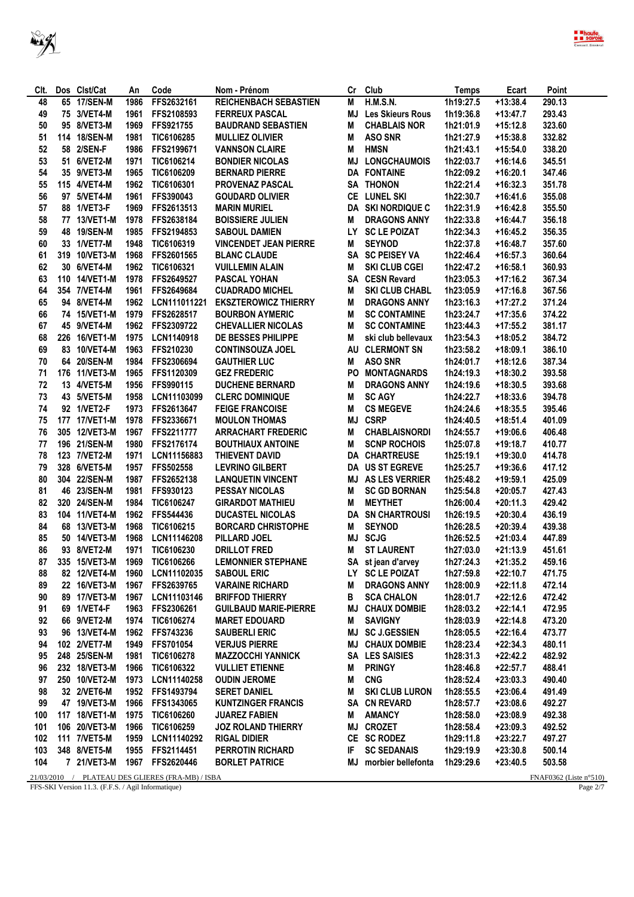| Clt. | Dos | Clst/Cat | An | Code | Nom - Prénom | Cr | Club | Temps | Ecart | Point |
|---|---|---|---|---|---|---|---|---|---|---|
| 48 | 65 | 17/SEN-M | 1986 | FFS2632161 | REICHENBACH SEBASTIEN | M | H.M.S.N. | 1h19:27.5 | +13:38.4 | 290.13 |
| 49 | 75 | 3/VET4-M | 1961 | FFS2108593 | FERREUX PASCAL | MJ | Les Skieurs Rous | 1h19:36.8 | +13:47.7 | 293.43 |
| 50 | 95 | 8/VET3-M | 1969 | FFS921755 | BAUDRAND SEBASTIEN | M | CHABLAIS NOR | 1h21:01.9 | +15:12.8 | 323.60 |
| 51 | 114 | 18/SEN-M | 1981 | TIC6106285 | MULLIEZ OLIVIER | M | ASO SNR | 1h21:27.9 | +15:38.8 | 332.82 |
| 52 | 58 | 2/SEN-F | 1986 | FFS2199671 | VANNSON CLAIRE | M | HMSN | 1h21:43.1 | +15:54.0 | 338.20 |
| 53 | 51 | 6/VET2-M | 1971 | TIC6106214 | BONDIER NICOLAS | MJ | LONGCHAUMOIS | 1h22:03.7 | +16:14.6 | 345.51 |
| 54 | 35 | 9/VET3-M | 1965 | TIC6106209 | BERNARD PIERRE | DA | FONTAINE | 1h22:09.2 | +16:20.1 | 347.46 |
| 55 | 115 | 4/VET4-M | 1962 | TIC6106301 | PROVENAZ PASCAL | SA | THONON | 1h22:21.4 | +16:32.3 | 351.78 |
| 56 | 97 | 5/VET4-M | 1961 | FFS390043 | GOUDARD OLIVIER | CE | LUNEL SKI | 1h22:30.7 | +16:41.6 | 355.08 |
| 57 | 88 | 1/VET3-F | 1969 | FFS2613513 | MARIN MURIEL | DA | SKI NORDIQUE C | 1h22:31.9 | +16:42.8 | 355.50 |
| 58 | 77 | 13/VET1-M | 1978 | FFS2638184 | BOISSIERE JULIEN | M | DRAGONS ANNY | 1h22:33.8 | +16:44.7 | 356.18 |
| 59 | 48 | 19/SEN-M | 1985 | FFS2194853 | SABOUL DAMIEN | LY | SC LE POIZAT | 1h22:34.3 | +16:45.2 | 356.35 |
| 60 | 33 | 1/VET7-M | 1948 | TIC6106319 | VINCENDET JEAN PIERRE | M | SEYNOD | 1h22:37.8 | +16:48.7 | 357.60 |
| 61 | 319 | 10/VET3-M | 1968 | FFS2601565 | BLANC CLAUDE | SA | SC PEISEY VA | 1h22:46.4 | +16:57.3 | 360.64 |
| 62 | 30 | 6/VET4-M | 1962 | TIC6106321 | VUILLEMIN ALAIN | M | SKI CLUB CGEI | 1h22:47.2 | +16:58.1 | 360.93 |
| 63 | 110 | 14/VET1-M | 1978 | FFS2649527 | PASCAL YOHAN | SA | CESN Revard | 1h23:05.3 | +17:16.2 | 367.34 |
| 64 | 354 | 7/VET4-M | 1961 | FFS2649684 | CUADRADO MICHEL | M | SKI CLUB CHABL | 1h23:05.9 | +17:16.8 | 367.56 |
| 65 | 94 | 8/VET4-M | 1962 | LCN111011221 | EKSZTEROWICZ THIERRY | M | DRAGONS ANNY | 1h23:16.3 | +17:27.2 | 371.24 |
| 66 | 74 | 15/VET1-M | 1979 | FFS2628517 | BOURBON AYMERIC | M | SC CONTAMINE | 1h23:24.7 | +17:35.6 | 374.22 |
| 67 | 45 | 9/VET4-M | 1962 | FFS2309722 | CHEVALLIER NICOLAS | M | SC CONTAMINE | 1h23:44.3 | +17:55.2 | 381.17 |
| 68 | 226 | 16/VET1-M | 1975 | LCN1140918 | DE BESSES PHILIPPE | M | ski club bellevaux | 1h23:54.3 | +18:05.2 | 384.72 |
| 69 | 83 | 10/VET4-M | 1963 | FFS210230 | CONTINSOUZA JOEL | AU | CLERMONT SN | 1h23:58.2 | +18:09.1 | 386.10 |
| 70 | 64 | 20/SEN-M | 1984 | FFS2306694 | GAUTHIER LUC | M | ASO SNR | 1h24:01.7 | +18:12.6 | 387.34 |
| 71 | 176 | 11/VET3-M | 1965 | FFS1120309 | GEZ FREDERIC | PO | MONTAGNARDS | 1h24:19.3 | +18:30.2 | 393.58 |
| 72 | 13 | 4/VET5-M | 1956 | FFS990115 | DUCHENE BERNARD | M | DRAGONS ANNY | 1h24:19.6 | +18:30.5 | 393.68 |
| 73 | 43 | 5/VET5-M | 1958 | LCN11103099 | CLERC DOMINIQUE | M | SC AGY | 1h24:22.7 | +18:33.6 | 394.78 |
| 74 | 92 | 1/VET2-F | 1973 | FFS2613647 | FEIGE FRANCOISE | M | CS MEGEVE | 1h24:24.6 | +18:35.5 | 395.46 |
| 75 | 177 | 17/VET1-M | 1978 | FFS2336671 | MOULON THOMAS | MJ | CSRP | 1h24:40.5 | +18:51.4 | 401.09 |
| 76 | 305 | 12/VET3-M | 1967 | FFS2211777 | ARRACHART FREDERIC | M | CHABLAISNORDI | 1h24:55.7 | +19:06.6 | 406.48 |
| 77 | 196 | 21/SEN-M | 1980 | FFS2176174 | BOUTHIAUX ANTOINE | M | SCNP ROCHOIS | 1h25:07.8 | +19:18.7 | 410.77 |
| 78 | 123 | 7/VET2-M | 1971 | LCN11156883 | THIEVENT DAVID | DA | CHARTREUSE | 1h25:19.1 | +19:30.0 | 414.78 |
| 79 | 328 | 6/VET5-M | 1957 | FFS502558 | LEVRINO GILBERT | DA | US ST EGREVE | 1h25:25.7 | +19:36.6 | 417.12 |
| 80 | 304 | 22/SEN-M | 1987 | FFS2652138 | LANQUETIN VINCENT | MJ | AS LES VERRIER | 1h25:48.2 | +19:59.1 | 425.09 |
| 81 | 46 | 23/SEN-M | 1981 | FFS930123 | PESSAY NICOLAS | M | SC GD BORNAN | 1h25:54.8 | +20:05.7 | 427.43 |
| 82 | 320 | 24/SEN-M | 1984 | TIC6106247 | GIRARDOT MATHIEU | M | MEYTHET | 1h26:00.4 | +20:11.3 | 429.42 |
| 83 | 104 | 11/VET4-M | 1962 | FFS544436 | DUCASTEL NICOLAS | DA | SN CHARTROUSI | 1h26:19.5 | +20:30.4 | 436.19 |
| 84 | 68 | 13/VET3-M | 1968 | TIC6106215 | BORCARD CHRISTOPHE | M | SEYNOD | 1h26:28.5 | +20:39.4 | 439.38 |
| 85 | 50 | 14/VET3-M | 1968 | LCN11146208 | PILLARD JOEL | MJ | SCJG | 1h26:52.5 | +21:03.4 | 447.89 |
| 86 | 93 | 8/VET2-M | 1971 | TIC6106230 | DRILLOT FRED | M | ST LAURENT | 1h27:03.0 | +21:13.9 | 451.61 |
| 87 | 335 | 15/VET3-M | 1969 | TIC6106266 | LEMONNIER STEPHANE | SA | st jean d'arvey | 1h27:24.3 | +21:35.2 | 459.16 |
| 88 | 82 | 12/VET4-M | 1960 | LCN11102035 | SABOUL ERIC | LY | SC LE POIZAT | 1h27:59.8 | +22:10.7 | 471.75 |
| 89 | 22 | 16/VET3-M | 1967 | FFS2639765 | VARAINE RICHARD | M | DRAGONS ANNY | 1h28:00.9 | +22:11.8 | 472.14 |
| 90 | 89 | 17/VET3-M | 1967 | LCN11103146 | BRIFFOD THIERRY | B | SCA CHALON | 1h28:01.7 | +22:12.6 | 472.42 |
| 91 | 69 | 1/VET4-F | 1963 | FFS2306261 | GUILBAUD MARIE-PIERRE | MJ | CHAUX DOMBIE | 1h28:03.2 | +22:14.1 | 472.95 |
| 92 | 66 | 9/VET2-M | 1974 | TIC6106274 | MARET EDOUARD | M | SAVIGNY | 1h28:03.9 | +22:14.8 | 473.20 |
| 93 | 96 | 13/VET4-M | 1962 | FFS743236 | SAUBERLI ERIC | MJ | SC J.GESSIEN | 1h28:05.5 | +22:16.4 | 473.77 |
| 94 | 102 | 2/VET7-M | 1949 | FFS701054 | VERJUS PIERRE | MJ | CHAUX DOMBIE | 1h28:23.4 | +22:34.3 | 480.11 |
| 95 | 248 | 25/SEN-M | 1981 | TIC6106278 | MAZZOCCHI YANNICK | SA | LES SAISIES | 1h28:31.3 | +22:42.2 | 482.92 |
| 96 | 232 | 18/VET3-M | 1966 | TIC6106322 | VULLIET ETIENNE | M | PRINGY | 1h28:46.8 | +22:57.7 | 488.41 |
| 97 | 250 | 10/VET2-M | 1973 | LCN11140258 | OUDIN JEROME | M | CNG | 1h28:52.4 | +23:03.3 | 490.40 |
| 98 | 32 | 2/VET6-M | 1952 | FFS1493794 | SERET DANIEL | M | SKI CLUB LURON | 1h28:55.5 | +23:06.4 | 491.49 |
| 99 | 47 | 19/VET3-M | 1966 | FFS1343065 | KUNTZINGER FRANCIS | SA | CN REVARD | 1h28:57.7 | +23:08.6 | 492.27 |
| 100 | 117 | 18/VET1-M | 1975 | TIC6106260 | JUAREZ FABIEN | M | AMANCY | 1h28:58.0 | +23:08.9 | 492.38 |
| 101 | 106 | 20/VET3-M | 1966 | TIC6106259 | JOZ ROLAND THIERRY | MJ | CROZET | 1h28:58.4 | +23:09.3 | 492.52 |
| 102 | 111 | 7/VET5-M | 1959 | LCN11140292 | RIGAL DIDIER | CE | SC RODEZ | 1h29:11.8 | +23:22.7 | 497.27 |
| 103 | 348 | 8/VET5-M | 1955 | FFS2114451 | PERROTIN RICHARD | IF | SC SEDANAIS | 1h29:19.9 | +23:30.8 | 500.14 |
| 104 | 7 | 21/VET3-M | 1967 | FFS2620446 | BORLET PATRICE | MJ | morbier bellefonta | 1h29:29.6 | +23:40.5 | 503.58 |

21/03/2010 / PLATEAU DES GLIERES (FRA-MB) / ISBA — FNAF0362 (Liste n°510)

FFS-SKI Version 11.3. (F.F.S. / Agil Informatique)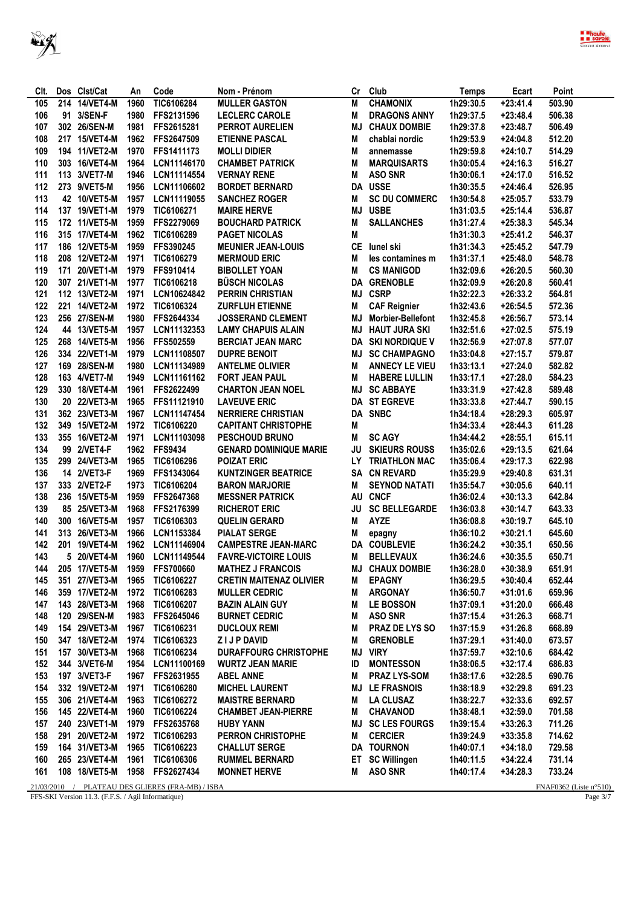| Clt. | Dos | Clst/Cat | An | Code | Nom - Prénom | Cr | Club | Temps | Ecart | Point |
|---|---|---|---|---|---|---|---|---|---|---|
| 105 | 214 | 14/VET4-M | 1960 | TIC6106284 | MULLER GASTON | M | CHAMONIX | 1h29:30.5 | +23:41.4 | 503.90 |
| 106 | 91 | 3/SEN-F | 1980 | FFS2131596 | LECLERC CAROLE | M | DRAGONS ANNY | 1h29:37.5 | +23:48.4 | 506.38 |
| 107 | 302 | 26/SEN-M | 1981 | FFS2615281 | PERROT AURELIEN | MJ | CHAUX DOMBIE | 1h29:37.8 | +23:48.7 | 506.49 |
| 108 | 217 | 15/VET4-M | 1962 | FFS2647509 | ETIENNE PASCAL | M | chablai nordic | 1h29:53.9 | +24:04.8 | 512.20 |
| 109 | 194 | 11/VET2-M | 1970 | FFS1411173 | MOLLI DIDIER | M | annemasse | 1h29:59.8 | +24:10.7 | 514.29 |
| 110 | 303 | 16/VET4-M | 1964 | LCN11146170 | CHAMBET PATRICK | M | MARQUISARTS | 1h30:05.4 | +24:16.3 | 516.27 |
| 111 | 113 | 3/VET7-M | 1946 | LCN11114554 | VERNAY RENE | M | ASO SNR | 1h30:06.1 | +24:17.0 | 516.52 |
| 112 | 273 | 9/VET5-M | 1956 | LCN11106602 | BORDET BERNARD | DA | USSE | 1h30:35.5 | +24:46.4 | 526.95 |
| 113 | 42 | 10/VET5-M | 1957 | LCN11119055 | SANCHEZ ROGER | M | SC DU COMMERC | 1h30:54.8 | +25:05.7 | 533.79 |
| 114 | 137 | 19/VET1-M | 1979 | TIC6106271 | MAIRE HERVE | MJ | USBE | 1h31:03.5 | +25:14.4 | 536.87 |
| 115 | 172 | 11/VET5-M | 1959 | FFS2279069 | BOUCHARD PATRICK | M | SALLANCHES | 1h31:27.4 | +25:38.3 | 545.34 |
| 116 | 315 | 17/VET4-M | 1962 | TIC6106289 | PAGET NICOLAS | M | | 1h31:30.3 | +25:41.2 | 546.37 |
| 117 | 186 | 12/VET5-M | 1959 | FFS390245 | MEUNIER JEAN-LOUIS | CE | lunel ski | 1h31:34.3 | +25:45.2 | 547.79 |
| 118 | 208 | 12/VET2-M | 1971 | TIC6106279 | MERMOUD ERIC | M | les contamines m | 1h31:37.1 | +25:48.0 | 548.78 |
| 119 | 171 | 20/VET1-M | 1979 | FFS910414 | BIBOLLET YOAN | M | CS MANIGOD | 1h32:09.6 | +26:20.5 | 560.30 |
| 120 | 307 | 21/VET1-M | 1977 | TIC6106218 | BÜSCH NICOLAS | DA | GRENOBLE | 1h32:09.9 | +26:20.8 | 560.41 |
| 121 | 112 | 13/VET2-M | 1971 | LCN10624842 | PERRIN CHRISTIAN | MJ | CSRP | 1h32:22.3 | +26:33.2 | 564.81 |
| 122 | 221 | 14/VET2-M | 1972 | TIC6106324 | ZURFLUH ETIENNE | M | CAF Reignier | 1h32:43.6 | +26:54.5 | 572.36 |
| 123 | 256 | 27/SEN-M | 1980 | FFS2644334 | JOSSERAND CLEMENT | MJ | Morbier-Bellefont | 1h32:45.8 | +26:56.7 | 573.14 |
| 124 | 44 | 13/VET5-M | 1957 | LCN11132353 | LAMY CHAPUIS ALAIN | MJ | HAUT JURA SKI | 1h32:51.6 | +27:02.5 | 575.19 |
| 125 | 268 | 14/VET5-M | 1956 | FFS502559 | BERCIAT JEAN MARC | DA | SKI NORDIQUE V | 1h32:56.9 | +27:07.8 | 577.07 |
| 126 | 334 | 22/VET1-M | 1979 | LCN11108507 | DUPRE BENOIT | MJ | SC CHAMPAGNO | 1h33:04.8 | +27:15.7 | 579.87 |
| 127 | 169 | 28/SEN-M | 1980 | LCN11134989 | ANTELME OLIVIER | M | ANNECY LE VIEU | 1h33:13.1 | +27:24.0 | 582.82 |
| 128 | 163 | 4/VET7-M | 1949 | LCN11161162 | FORT JEAN PAUL | M | HABERE LULLIN | 1h33:17.1 | +27:28.0 | 584.23 |
| 129 | 330 | 18/VET4-M | 1961 | FFS2622499 | CHARTON JEAN NOEL | MJ | SC ABBAYE | 1h33:31.9 | +27:42.8 | 589.48 |
| 130 | 20 | 22/VET3-M | 1965 | FFS11121910 | LAVEUVE ERIC | DA | ST EGREVE | 1h33:33.8 | +27:44.7 | 590.15 |
| 131 | 362 | 23/VET3-M | 1967 | LCN11147454 | NERRIERE CHRISTIAN | DA | SNBC | 1h34:18.4 | +28:29.3 | 605.97 |
| 132 | 349 | 15/VET2-M | 1972 | TIC6106220 | CAPITANT CHRISTOPHE | M | | 1h34:33.4 | +28:44.3 | 611.28 |
| 133 | 355 | 16/VET2-M | 1971 | LCN11103098 | PESCHOUD BRUNO | M | SC AGY | 1h34:44.2 | +28:55.1 | 615.11 |
| 134 | 99 | 2/VET4-F | 1962 | FFS9434 | GENARD DOMINIQUE MARIE | JU | SKIEURS ROUSS | 1h35:02.6 | +29:13.5 | 621.64 |
| 135 | 299 | 24/VET3-M | 1965 | TIC6106296 | POIZAT ERIC | LY | TRIATHLON MAC | 1h35:06.4 | +29:17.3 | 622.98 |
| 136 | 14 | 2/VET3-F | 1969 | FFS1343064 | KUNTZINGER BEATRICE | SA | CN REVARD | 1h35:29.9 | +29:40.8 | 631.31 |
| 137 | 333 | 2/VET2-F | 1973 | TIC6106204 | BARON MARJORIE | M | SEYNOD NATATI | 1h35:54.7 | +30:05.6 | 640.11 |
| 138 | 236 | 15/VET5-M | 1959 | FFS2647368 | MESSNER PATRICK | AU | CNCF | 1h36:02.4 | +30:13.3 | 642.84 |
| 139 | 85 | 25/VET3-M | 1968 | FFS2176399 | RICHEROT ERIC | JU | SC BELLEGARDE | 1h36:03.8 | +30:14.7 | 643.33 |
| 140 | 300 | 16/VET5-M | 1957 | TIC6106303 | QUELIN GERARD | M | AYZE | 1h36:08.8 | +30:19.7 | 645.10 |
| 141 | 313 | 26/VET3-M | 1966 | LCN1153384 | PIALAT SERGE | M | epagny | 1h36:10.2 | +30:21.1 | 645.60 |
| 142 | 201 | 19/VET4-M | 1962 | LCN11146904 | CAMPESTRE JEAN-MARC | DA | COUBLEVIE | 1h36:24.2 | +30:35.1 | 650.56 |
| 143 | 5 | 20/VET4-M | 1960 | LCN11149544 | FAVRE-VICTOIRE LOUIS | M | BELLEVAUX | 1h36:24.6 | +30:35.5 | 650.71 |
| 144 | 205 | 17/VET5-M | 1959 | FFS700660 | MATHEZ J FRANCOIS | MJ | CHAUX DOMBIE | 1h36:28.0 | +30:38.9 | 651.91 |
| 145 | 351 | 27/VET3-M | 1965 | TIC6106227 | CRETIN MAITENAZ OLIVIER | M | EPAGNY | 1h36:29.5 | +30:40.4 | 652.44 |
| 146 | 359 | 17/VET2-M | 1972 | TIC6106283 | MULLER CEDRIC | M | ARGONAY | 1h36:50.7 | +31:01.6 | 659.96 |
| 147 | 143 | 28/VET3-M | 1968 | TIC6106207 | BAZIN ALAIN GUY | M | LE BOSSON | 1h37:09.1 | +31:20.0 | 666.48 |
| 148 | 120 | 29/SEN-M | 1983 | FFS2645046 | BURNET CEDRIC | M | ASO SNR | 1h37:15.4 | +31:26.3 | 668.71 |
| 149 | 154 | 29/VET3-M | 1967 | TIC6106231 | DUCLOUX REMI | M | PRAZ DE LYS SO | 1h37:15.9 | +31:26.8 | 668.89 |
| 150 | 347 | 18/VET2-M | 1974 | TIC6106323 | Z I J P DAVID | M | GRENOBLE | 1h37:29.1 | +31:40.0 | 673.57 |
| 151 | 157 | 30/VET3-M | 1968 | TIC6106234 | DURAFFOURG CHRISTOPHE | MJ | VIRY | 1h37:59.7 | +32:10.6 | 684.42 |
| 152 | 344 | 3/VET6-M | 1954 | LCN11100169 | WURTZ JEAN MARIE | ID | MONTESSON | 1h38:06.5 | +32:17.4 | 686.83 |
| 153 | 197 | 3/VET3-F | 1967 | FFS2631955 | ABEL ANNE | M | PRAZ LYS-SOM | 1h38:17.6 | +32:28.5 | 690.76 |
| 154 | 332 | 19/VET2-M | 1971 | TIC6106280 | MICHEL LAURENT | MJ | LE FRASNOIS | 1h38:18.9 | +32:29.8 | 691.23 |
| 155 | 306 | 21/VET4-M | 1963 | TIC6106272 | MAISTRE BERNARD | M | LA CLUSAZ | 1h38:22.7 | +32:33.6 | 692.57 |
| 156 | 145 | 22/VET4-M | 1960 | TIC6106224 | CHAMBET JEAN-PIERRE | M | CHAVANOD | 1h38:48.1 | +32:59.0 | 701.58 |
| 157 | 240 | 23/VET1-M | 1979 | FFS2635768 | HUBY YANN | MJ | SC LES FOURGS | 1h39:15.4 | +33:26.3 | 711.26 |
| 158 | 291 | 20/VET2-M | 1972 | TIC6106293 | PERRON CHRISTOPHE | M | CERCIER | 1h39:24.9 | +33:35.8 | 714.62 |
| 159 | 164 | 31/VET3-M | 1965 | TIC6106223 | CHALLUT SERGE | DA | TOURNON | 1h40:07.1 | +34:18.0 | 729.58 |
| 160 | 265 | 23/VET4-M | 1961 | TIC6106306 | RUMMEL BERNARD | ET | SC Willingen | 1h40:11.5 | +34:22.4 | 731.14 |
| 161 | 108 | 18/VET5-M | 1958 | FFS2627434 | MONNET HERVE | M | ASO SNR | 1h40:17.4 | +34:28.3 | 733.24 |

21/03/2010 / PLATEAU DES GLIERES (FRA-MB) / ISBA — FNAF0362 (Liste n°510)

FFS-SKI Version 11.3. (F.F.S. / Agil Informatique)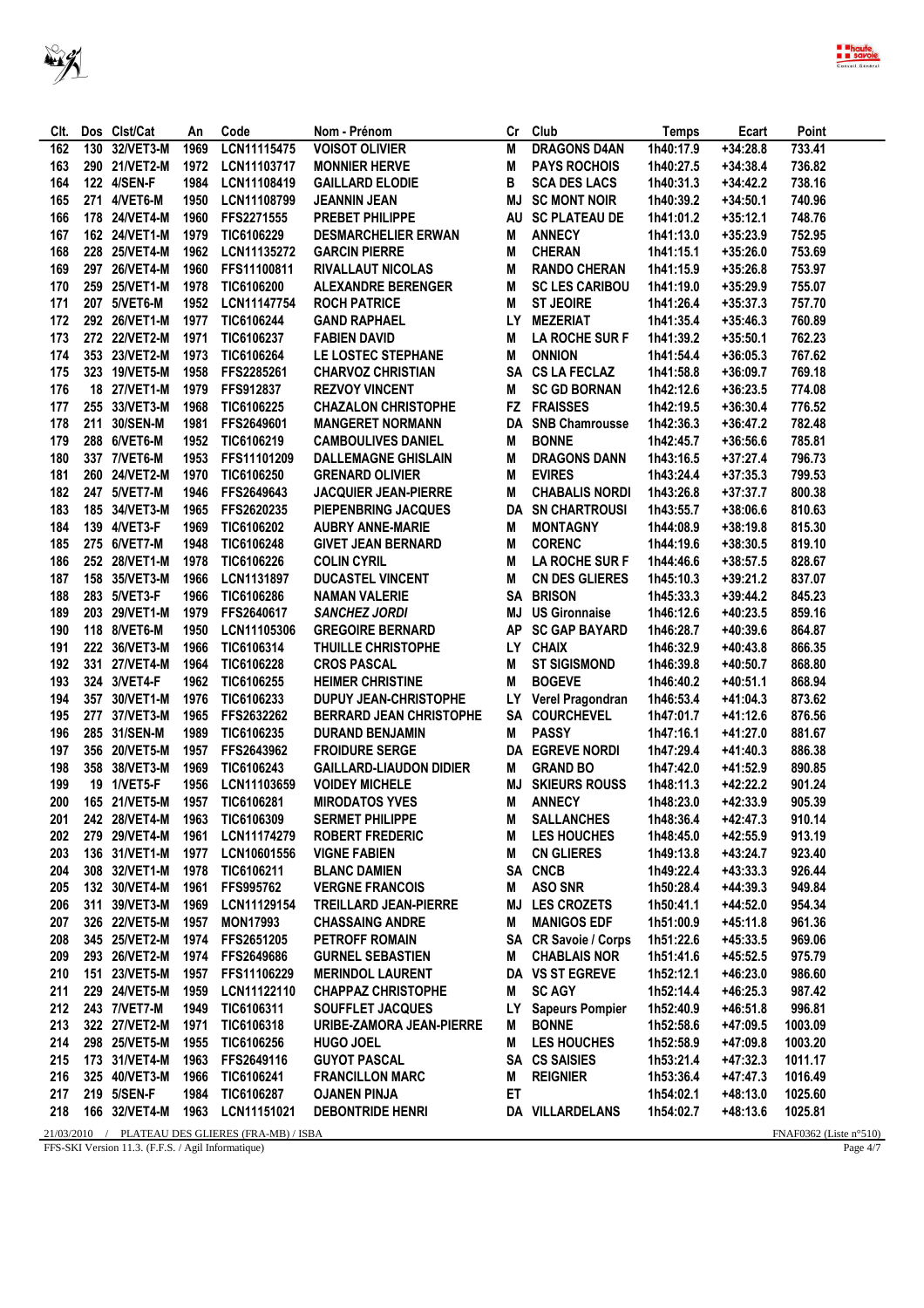| Clt. | Dos | Clst/Cat | An | Code | Nom - Prénom | Cr | Club | Temps | Ecart | Point |
|---|---|---|---|---|---|---|---|---|---|---|
| 162 | 130 | 32/VET3-M | 1969 | LCN11115475 | VOISOT OLIVIER | M | DRAGONS D4AN | 1h40:17.9 | +34:28.8 | 733.41 |
| 163 | 290 | 21/VET2-M | 1972 | LCN11103717 | MONNIER HERVE | M | PAYS ROCHOIS | 1h40:27.5 | +34:38.4 | 736.82 |
| 164 | 122 | 4/SEN-F | 1984 | LCN11108419 | GAILLARD ELODIE | B | SCA DES LACS | 1h40:31.3 | +34:42.2 | 738.16 |
| 165 | 271 | 4/VET6-M | 1950 | LCN11108799 | JEANNIN JEAN | MJ | SC MONT NOIR | 1h40:39.2 | +34:50.1 | 740.96 |
| 166 | 178 | 24/VET4-M | 1960 | FFS2271555 | PREBET PHILIPPE | AU | SC PLATEAU DE | 1h41:01.2 | +35:12.1 | 748.76 |
| 167 | 162 | 24/VET1-M | 1979 | TIC6106229 | DESMARCHELIER ERWAN | M | ANNECY | 1h41:13.0 | +35:23.9 | 752.95 |
| 168 | 228 | 25/VET4-M | 1962 | LCN11135272 | GARCIN PIERRE | M | CHERAN | 1h41:15.1 | +35:26.0 | 753.69 |
| 169 | 297 | 26/VET4-M | 1960 | FFS11100811 | RIVALLAUT NICOLAS | M | RANDO CHERAN | 1h41:15.9 | +35:26.8 | 753.97 |
| 170 | 259 | 25/VET1-M | 1978 | TIC6106200 | ALEXANDRE BERENGER | M | SC LES CARIBOU | 1h41:19.0 | +35:29.9 | 755.07 |
| 171 | 207 | 5/VET6-M | 1952 | LCN11147754 | ROCH PATRICE | M | ST JEOIRE | 1h41:26.4 | +35:37.3 | 757.70 |
| 172 | 292 | 26/VET1-M | 1977 | TIC6106244 | GAND RAPHAEL | LY | MEZERIAT | 1h41:35.4 | +35:46.3 | 760.89 |
| 173 | 272 | 22/VET2-M | 1971 | TIC6106237 | FABIEN DAVID | M | LA ROCHE SUR F | 1h41:39.2 | +35:50.1 | 762.23 |
| 174 | 353 | 23/VET2-M | 1973 | TIC6106264 | LE LOSTEC STEPHANE | M | ONNION | 1h41:54.4 | +36:05.3 | 767.62 |
| 175 | 323 | 19/VET5-M | 1958 | FFS2285261 | CHARVOZ CHRISTIAN | SA | CS LA FECLAZ | 1h41:58.8 | +36:09.7 | 769.18 |
| 176 | 18 | 27/VET1-M | 1979 | FFS912837 | REZVOY VINCENT | M | SC GD BORNAN | 1h42:12.6 | +36:23.5 | 774.08 |
| 177 | 255 | 33/VET3-M | 1968 | TIC6106225 | CHAZALON CHRISTOPHE | FZ | FRAISSES | 1h42:19.5 | +36:30.4 | 776.52 |
| 178 | 211 | 30/SEN-M | 1981 | FFS2649601 | MANGERET NORMANN | DA | SNB Chamrousse | 1h42:36.3 | +36:47.2 | 782.48 |
| 179 | 288 | 6/VET6-M | 1952 | TIC6106219 | CAMBOULIVES DANIEL | M | BONNE | 1h42:45.7 | +36:56.6 | 785.81 |
| 180 | 337 | 7/VET6-M | 1953 | FFS11101209 | DALLEMAGNE GHISLAIN | M | DRAGONS DANN | 1h43:16.5 | +37:27.4 | 796.73 |
| 181 | 260 | 24/VET2-M | 1970 | TIC6106250 | GRENARD OLIVIER | M | EVIRES | 1h43:24.4 | +37:35.3 | 799.53 |
| 182 | 247 | 5/VET7-M | 1946 | FFS2649643 | JACQUIER JEAN-PIERRE | M | CHABALIS NORDI | 1h43:26.8 | +37:37.7 | 800.38 |
| 183 | 185 | 34/VET3-M | 1965 | FFS2620235 | PIEPENBRING JACQUES | DA | SN CHARTROUSI | 1h43:55.7 | +38:06.6 | 810.63 |
| 184 | 139 | 4/VET3-F | 1969 | TIC6106202 | AUBRY ANNE-MARIE | M | MONTAGNY | 1h44:08.9 | +38:19.8 | 815.30 |
| 185 | 275 | 6/VET7-M | 1948 | TIC6106248 | GIVET JEAN BERNARD | M | CORENC | 1h44:19.6 | +38:30.5 | 819.10 |
| 186 | 252 | 28/VET1-M | 1978 | TIC6106226 | COLIN CYRIL | M | LA ROCHE SUR F | 1h44:46.6 | +38:57.5 | 828.67 |
| 187 | 158 | 35/VET3-M | 1966 | LCN1131897 | DUCASTEL VINCENT | M | CN DES GLIERES | 1h45:10.3 | +39:21.2 | 837.07 |
| 188 | 283 | 5/VET3-F | 1966 | TIC6106286 | NAMAN VALERIE | SA | BRISON | 1h45:33.3 | +39:44.2 | 845.23 |
| 189 | 203 | 29/VET1-M | 1979 | FFS2640617 | *SANCHEZ JORDI* | MJ | US Gironnaise | 1h46:12.6 | +40:23.5 | 859.16 |
| 190 | 118 | 8/VET6-M | 1950 | LCN11105306 | GREGOIRE BERNARD | AP | SC GAP BAYARD | 1h46:28.7 | +40:39.6 | 864.87 |
| 191 | 222 | 36/VET3-M | 1966 | TIC6106314 | THUILLE CHRISTOPHE | LY | CHAIX | 1h46:32.9 | +40:43.8 | 866.35 |
| 192 | 331 | 27/VET4-M | 1964 | TIC6106228 | CROS PASCAL | M | ST SIGISMOND | 1h46:39.8 | +40:50.7 | 868.80 |
| 193 | 324 | 3/VET4-F | 1962 | TIC6106255 | HEIMER CHRISTINE | M | BOGEVE | 1h46:40.2 | +40:51.1 | 868.94 |
| 194 | 357 | 30/VET1-M | 1976 | TIC6106233 | DUPUY JEAN-CHRISTOPHE | LY | Verel Pragondran | 1h46:53.4 | +41:04.3 | 873.62 |
| 195 | 277 | 37/VET3-M | 1965 | FFS2632262 | BERRARD JEAN CHRISTOPHE | SA | COURCHEVEL | 1h47:01.7 | +41:12.6 | 876.56 |
| 196 | 285 | 31/SEN-M | 1989 | TIC6106235 | DURAND BENJAMIN | M | PASSY | 1h47:16.1 | +41:27.0 | 881.67 |
| 197 | 356 | 20/VET5-M | 1957 | FFS2643962 | FROIDURE SERGE | DA | EGREVE NORDI | 1h47:29.4 | +41:40.3 | 886.38 |
| 198 | 358 | 38/VET3-M | 1969 | TIC6106243 | GAILLARD-LIAUDON DIDIER | M | GRAND BO | 1h47:42.0 | +41:52.9 | 890.85 |
| 199 | 19 | 1/VET5-F | 1956 | LCN11103659 | VOIDEY MICHELE | MJ | SKIEURS ROUSS | 1h48:11.3 | +42:22.2 | 901.24 |
| 200 | 165 | 21/VET5-M | 1957 | TIC6106281 | MIRODATOS YVES | M | ANNECY | 1h48:23.0 | +42:33.9 | 905.39 |
| 201 | 242 | 28/VET4-M | 1963 | TIC6106309 | SERMET PHILIPPE | M | SALLANCHES | 1h48:36.4 | +42:47.3 | 910.14 |
| 202 | 279 | 29/VET4-M | 1961 | LCN11174279 | ROBERT FREDERIC | M | LES HOUCHES | 1h48:45.0 | +42:55.9 | 913.19 |
| 203 | 136 | 31/VET1-M | 1977 | LCN10601556 | VIGNE FABIEN | M | CN GLIERES | 1h49:13.8 | +43:24.7 | 923.40 |
| 204 | 308 | 32/VET1-M | 1978 | TIC6106211 | BLANC DAMIEN | SA | CNCB | 1h49:22.4 | +43:33.3 | 926.44 |
| 205 | 132 | 30/VET4-M | 1961 | FFS995762 | VERGNE FRANCOIS | M | ASO SNR | 1h50:28.4 | +44:39.3 | 949.84 |
| 206 | 311 | 39/VET3-M | 1969 | LCN11129154 | TREILLARD JEAN-PIERRE | MJ | LES CROZETS | 1h50:41.1 | +44:52.0 | 954.34 |
| 207 | 326 | 22/VET5-M | 1957 | MON17993 | CHASSAING ANDRE | M | MANIGOS EDF | 1h51:00.9 | +45:11.8 | 961.36 |
| 208 | 345 | 25/VET2-M | 1974 | FFS2651205 | PETROFF ROMAIN | SA | CR Savoie / Corps | 1h51:22.6 | +45:33.5 | 969.06 |
| 209 | 293 | 26/VET2-M | 1974 | FFS2649686 | GURNEL SEBASTIEN | M | CHABLAIS NOR | 1h51:41.6 | +45:52.5 | 975.79 |
| 210 | 151 | 23/VET5-M | 1957 | FFS11106229 | MERINDOL LAURENT | DA | VS ST EGREVE | 1h52:12.1 | +46:23.0 | 986.60 |
| 211 | 229 | 24/VET5-M | 1959 | LCN11122110 | CHAPPAZ CHRISTOPHE | M | SC AGY | 1h52:14.4 | +46:25.3 | 987.42 |
| 212 | 243 | 7/VET7-M | 1949 | TIC6106311 | SOUFFLET JACQUES | LY | Sapeurs Pompier | 1h52:40.9 | +46:51.8 | 996.81 |
| 213 | 322 | 27/VET2-M | 1971 | TIC6106318 | URIBE-ZAMORA JEAN-PIERRE | M | BONNE | 1h52:58.6 | +47:09.5 | 1003.09 |
| 214 | 298 | 25/VET5-M | 1955 | TIC6106256 | HUGO JOEL | M | LES HOUCHES | 1h52:58.9 | +47:09.8 | 1003.20 |
| 215 | 173 | 31/VET4-M | 1963 | FFS2649116 | GUYOT PASCAL | SA | CS SAISIES | 1h53:21.4 | +47:32.3 | 1011.17 |
| 216 | 325 | 40/VET3-M | 1966 | TIC6106241 | FRANCILLON MARC | M | REIGNIER | 1h53:36.4 | +47:47.3 | 1016.49 |
| 217 | 219 | 5/SEN-F | 1984 | TIC6106287 | OJANEN PINJA | ET | | 1h54:02.1 | +48:13.0 | 1025.60 |
| 218 | 166 | 32/VET4-M | 1963 | LCN11151021 | DEBONTRIDE HENRI | DA | VILLARDELANS | 1h54:02.7 | +48:13.6 | 1025.81 |

21/03/2010 / PLATEAU DES GLIERES (FRA-MB) / ISBA — FNAF0362 (Liste n°510)

FFS-SKI Version 11.3. (F.F.S. / Agil Informatique)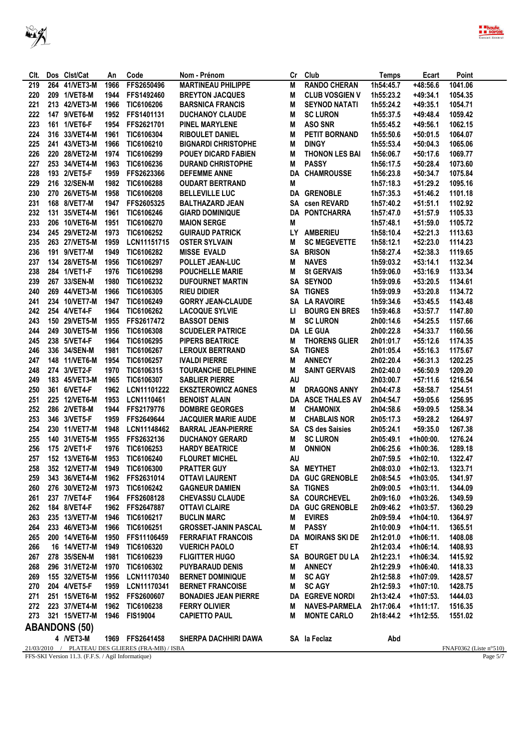| Clt. | Dos | Clst/Cat | An | Code | Nom - Prénom | Cr | Club | Temps | Ecart | Point |
|---|---|---|---|---|---|---|---|---|---|---|
| 219 | 264 | 41/VET3-M | 1966 | FFS2650496 | MARTINEAU PHILIPPE | M | RANDO CHERAN | 1h54:45.7 | +48:56.6 | 1041.06 |
| 220 | 209 | 1/VET8-M | 1944 | FFS1492460 | BREYTON JACQUES | M | CLUB VOSGIEN V | 1h55:23.2 | +49:34.1 | 1054.35 |
| 221 | 213 | 42/VET3-M | 1966 | TIC6106206 | BARSNICA FRANCIS | M | SEYNOD NATATI | 1h55:24.2 | +49:35.1 | 1054.71 |
| 222 | 147 | 9/VET6-M | 1952 | FFS1401131 | DUCHANOY CLAUDE | M | SC LURON | 1h55:37.5 | +49:48.4 | 1059.42 |
| 223 | 161 | 1/VET6-F | 1954 | FFS2621701 | PINEL MARYLENE | M | ASO SNR | 1h55:45.2 | +49:56.1 | 1062.15 |
| 224 | 316 | 33/VET4-M | 1961 | TIC6106304 | RIBOULET DANIEL | M | PETIT BORNAND | 1h55:50.6 | +50:01.5 | 1064.07 |
| 225 | 241 | 43/VET3-M | 1966 | TIC6106210 | BIGNARDI CHRISTOPHE | M | DINGY | 1h55:53.4 | +50:04.3 | 1065.06 |
| 226 | 220 | 28/VET2-M | 1974 | TIC6106299 | POUEY DICARD FABIEN | M | THONON LES BAI | 1h56:06.7 | +50:17.6 | 1069.77 |
| 227 | 253 | 34/VET4-M | 1963 | TIC6106236 | DURAND CHRISTOPHE | M | PASSY | 1h56:17.5 | +50:28.4 | 1073.60 |
| 228 | 193 | 2/VET5-F | 1959 | FFS2623366 | DEFEMME ANNE | DA | CHAMROUSSE | 1h56:23.8 | +50:34.7 | 1075.84 |
| 229 | 216 | 32/SEN-M | 1982 | TIC6106288 | OUDART BERTRAND | M | | 1h57:18.3 | +51:29.2 | 1095.16 |
| 230 | 270 | 26/VET5-M | 1958 | TIC6106208 | BELLEVILLE LUC | DA | GRENOBLE | 1h57:35.3 | +51:46.2 | 1101.18 |
| 231 | 168 | 8/VET7-M | 1947 | FFS2605325 | BALTHAZARD JEAN | SA | csen REVARD | 1h57:40.2 | +51:51.1 | 1102.92 |
| 232 | 131 | 35/VET4-M | 1961 | TIC6106246 | GIARD DOMINIQUE | DA | PONTCHARRA | 1h57:47.0 | +51:57.9 | 1105.33 |
| 233 | 206 | 10/VET6-M | 1951 | TIC6106270 | MAION SERGE | M | | 1h57:48.1 | +51:59.0 | 1105.72 |
| 234 | 245 | 29/VET2-M | 1973 | TIC6106252 | GUIRAUD PATRICK | LY | AMBERIEU | 1h58:10.4 | +52:21.3 | 1113.63 |
| 235 | 263 | 27/VET5-M | 1959 | LCN11151715 | OSTER SYLVAIN | M | SC MEGEVETTE | 1h58:12.1 | +52:23.0 | 1114.23 |
| 236 | 191 | 9/VET7-M | 1949 | TIC6106282 | MISSE EVALD | SA | BRISON | 1h58:27.4 | +52:38.3 | 1119.65 |
| 237 | 134 | 28/VET5-M | 1956 | TIC6106297 | POLLET JEAN-LUC | M | NAVES | 1h59:03.2 | +53:14.1 | 1132.34 |
| 238 | 284 | 1/VET1-F | 1976 | TIC6106298 | POUCHELLE MARIE | M | St GERVAIS | 1h59:06.0 | +53:16.9 | 1133.34 |
| 239 | 267 | 33/SEN-M | 1980 | TIC6106232 | DUFOURNET MARTIN | SA | SEYNOD | 1h59:09.6 | +53:20.5 | 1134.61 |
| 240 | 269 | 44/VET3-M | 1966 | TIC6106305 | RIEU DIDIER | SA | TIGNES | 1h59:09.9 | +53:20.8 | 1134.72 |
| 241 | 234 | 10/VET7-M | 1947 | TIC6106249 | GORRY JEAN-CLAUDE | SA | LA RAVOIRE | 1h59:34.6 | +53:45.5 | 1143.48 |
| 242 | 254 | 4/VET4-F | 1964 | TIC6106262 | LACOQUE SYLVIE | LI | BOURG EN BRES | 1h59:46.8 | +53:57.7 | 1147.80 |
| 243 | 150 | 29/VET5-M | 1955 | FFS2617472 | BASSOT DENIS | M | SC LURON | 2h00:14.6 | +54:25.5 | 1157.66 |
| 244 | 249 | 30/VET5-M | 1956 | TIC6106308 | SCUDELER PATRICE | DA | LE GUA | 2h00:22.8 | +54:33.7 | 1160.56 |
| 245 | 238 | 5/VET4-F | 1964 | TIC6106295 | PIPERS BEATRICE | M | THORENS GLIER | 2h01:01.7 | +55:12.6 | 1174.35 |
| 246 | 336 | 34/SEN-M | 1981 | TIC6106267 | LEROUX BERTRAND | SA | TIGNES | 2h01:05.4 | +55:16.3 | 1175.67 |
| 247 | 148 | 11/VET6-M | 1954 | TIC6106257 | IVALDI PIERRE | M | ANNECY | 2h02:20.4 | +56:31.3 | 1202.25 |
| 248 | 274 | 3/VET2-F | 1970 | TIC6106315 | TOURANCHE DELPHINE | M | SAINT GERVAIS | 2h02:40.0 | +56:50.9 | 1209.20 |
| 249 | 183 | 45/VET3-M | 1965 | TIC6106307 | SABLIER PIERRE | AU | | 2h03:00.7 | +57:11.6 | 1216.54 |
| 250 | 361 | 6/VET4-F | 1962 | LCN11101222 | EKSZTEROWICZ AGNES | M | DRAGONS ANNY | 2h04:47.8 | +58:58.7 | 1254.51 |
| 251 | 225 | 12/VET6-M | 1953 | LCN1110461 | BENOIST ALAIN | DA | ASCE THALES AV | 2h04:54.7 | +59:05.6 | 1256.95 |
| 252 | 286 | 2/VET8-M | 1944 | FFS2179776 | DOMBRE GEORGES | M | CHAMONIX | 2h04:58.6 | +59:09.5 | 1258.34 |
| 253 | 346 | 3/VET5-F | 1959 | FFS2649644 | JACQUIER MARIE AUDE | M | CHABLAIS NOR | 2h05:17.3 | +59:28.2 | 1264.97 |
| 254 | 230 | 11/VET7-M | 1948 | LCN11148462 | BARRAL JEAN-PIERRE | SA | CS des Saisies | 2h05:24.1 | +59:35.0 | 1267.38 |
| 255 | 140 | 31/VET5-M | 1955 | FFS2632136 | DUCHANOY GERARD | M | SC LURON | 2h05:49.1 | +1h00:00. | 1276.24 |
| 256 | 175 | 2/VET1-F | 1976 | TIC6106253 | HARDY BEATRICE | M | ONNION | 2h06:25.6 | +1h00:36. | 1289.18 |
| 257 | 152 | 13/VET6-M | 1953 | TIC6106240 | FLOURET MICHEL | AU | | 2h07:59.5 | +1h02:10. | 1322.47 |
| 258 | 352 | 12/VET7-M | 1949 | TIC6106300 | PRATTER GUY | SA | MEYTHET | 2h08:03.0 | +1h02:13. | 1323.71 |
| 259 | 343 | 36/VET4-M | 1962 | FFS2631014 | OTTAVI LAURENT | DA | GUC GRENOBLE | 2h08:54.5 | +1h03:05. | 1341.97 |
| 260 | 276 | 30/VET2-M | 1973 | TIC6106242 | GAGNEUR DAMIEN | SA | TIGNES | 2h09:00.5 | +1h03:11. | 1344.09 |
| 261 | 237 | 7/VET4-F | 1964 | FFS2608128 | CHEVASSU CLAUDE | SA | COURCHEVEL | 2h09:16.0 | +1h03:26. | 1349.59 |
| 262 | 184 | 8/VET4-F | 1962 | FFS2647887 | OTTAVI CLAIRE | DA | GUC GRENOBLE | 2h09:46.2 | +1h03:57. | 1360.29 |
| 263 | 235 | 13/VET7-M | 1946 | TIC6106217 | BUCLIN MARC | M | EVIRES | 2h09:59.4 | +1h04:10. | 1364.97 |
| 264 | 233 | 46/VET3-M | 1966 | TIC6106251 | GROSSET-JANIN PASCAL | M | PASSY | 2h10:00.9 | +1h04:11. | 1365.51 |
| 265 | 200 | 14/VET6-M | 1950 | FFS11106459 | FERRAFIAT FRANCOIS | DA | MOIRANS SKI DE | 2h12:01.0 | +1h06:11. | 1408.08 |
| 266 | 16 | 14/VET7-M | 1949 | TIC6106320 | VUERICH PAOLO | ET | | 2h12:03.4 | +1h06:14. | 1408.93 |
| 267 | 278 | 35/SEN-M | 1981 | TIC6106239 | FLIGITTER HUGO | SA | BOURGET DU LA | 2h12:23.1 | +1h06:34. | 1415.92 |
| 268 | 296 | 31/VET2-M | 1970 | TIC6106302 | PUYBARAUD DENIS | M | ANNECY | 2h12:29.9 | +1h06:40. | 1418.33 |
| 269 | 155 | 32/VET5-M | 1956 | LCN11170340 | BERNET DOMINIQUE | M | SC AGY | 2h12:58.8 | +1h07:09. | 1428.57 |
| 270 | 204 | 4/VET5-F | 1959 | LCN11170341 | BERNET FRANCOISE | M | SC AGY | 2h12:59.3 | +1h07:10. | 1428.75 |
| 271 | 251 | 15/VET6-M | 1952 | FFS2600607 | BONADIES JEAN PIERRE | DA | EGREVE NORDI | 2h13:42.4 | +1h07:53. | 1444.03 |
| 272 | 223 | 37/VET4-M | 1962 | TIC6106238 | FERRY OLIVIER | M | NAVES-PARMELA | 2h17:06.4 | +1h11:17. | 1516.35 |
| 273 | 321 | 15/VET7-M | 1946 | FIS19004 | CAPIETTO PAUL | M | MONTE CARLO | 2h18:44.2 | +1h12:55. | 1551.02 |

## ABANDONS (50)

| Clt. | Dos | Clst/Cat | An | Code | Nom - Prénom | Cr | Club | Temps | Ecart | Point |
|---|---|---|---|---|---|---|---|---|---|---|
| | 4 | /VET3-M | 1969 | FFS2641458 | SHERPA DACHHIRI DAWA | SA | la Feclaz | Abd | | |

21/03/2010 / PLATEAU DES GLIERES (FRA-MB) / ISBA — FNAF0362 (Liste n°510)

FFS-SKI Version 11.3. (F.F.S. / Agil Informatique)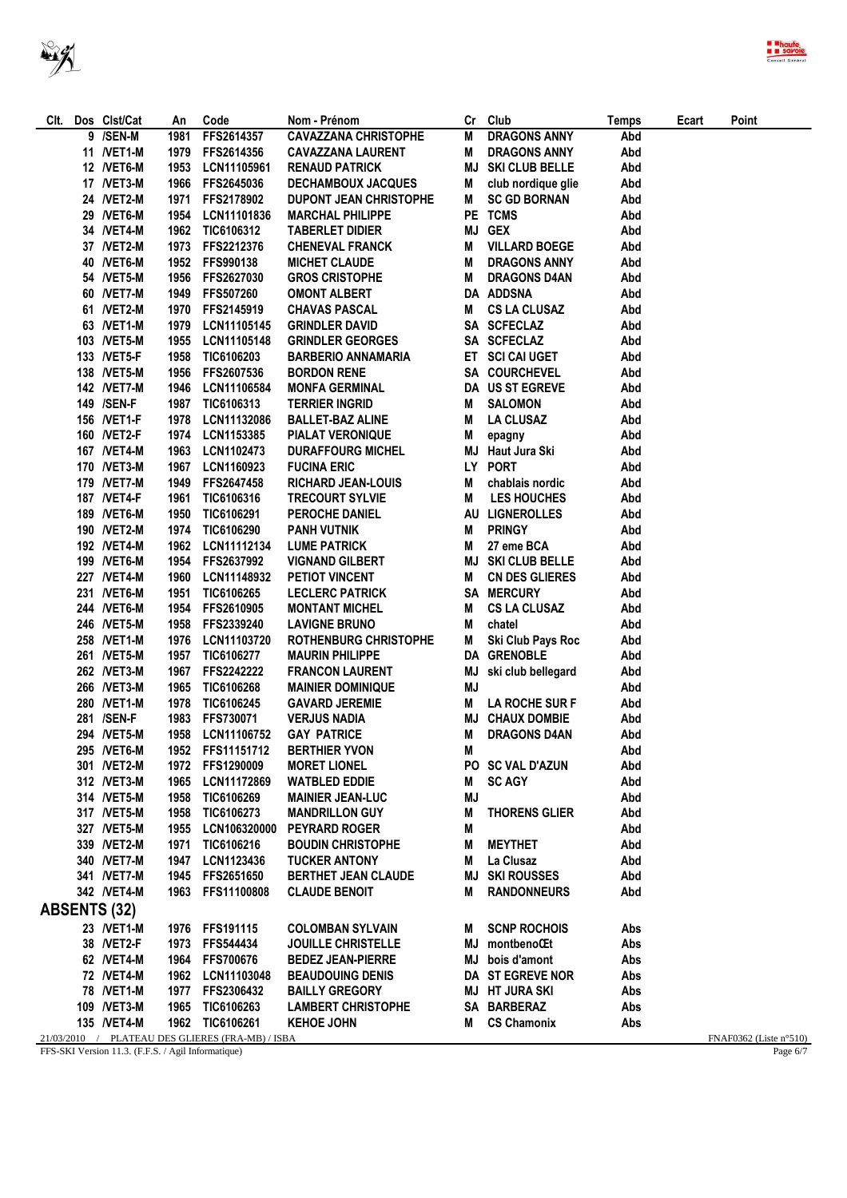| Clt. | Dos | Clst/Cat | An | Code | Nom - Prénom | Cr | Club | Temps | Ecart | Point |
|---|---|---|---|---|---|---|---|---|---|---|
| | 9 | /SEN-M | 1981 | FFS2614357 | CAVAZZANA CHRISTOPHE | M | DRAGONS ANNY | Abd | | |
| | 11 | /VET1-M | 1979 | FFS2614356 | CAVAZZANA LAURENT | M | DRAGONS ANNY | Abd | | |
| | 12 | /VET6-M | 1953 | LCN11105961 | RENAUD PATRICK | MJ | SKI CLUB BELLE | Abd | | |
| | 17 | /VET3-M | 1966 | FFS2645036 | DECHAMBOUX JACQUES | M | club nordique glie | Abd | | |
| | 24 | /VET2-M | 1971 | FFS2178902 | DUPONT JEAN CHRISTOPHE | M | SC GD BORNAN | Abd | | |
| | 29 | /VET6-M | 1954 | LCN11101836 | MARCHAL PHILIPPE | PE | TCMS | Abd | | |
| | 34 | /VET4-M | 1962 | TIC6106312 | TABERLET DIDIER | MJ | GEX | Abd | | |
| | 37 | /VET2-M | 1973 | FFS2212376 | CHENEVAL FRANCK | M | VILLARD BOEGE | Abd | | |
| | 40 | /VET6-M | 1952 | FFS990138 | MICHET CLAUDE | M | DRAGONS ANNY | Abd | | |
| | 54 | /VET5-M | 1956 | FFS2627030 | GROS CRISTOPHE | M | DRAGONS D4AN | Abd | | |
| | 60 | /VET7-M | 1949 | FFS507260 | OMONT ALBERT | DA | ADDSNA | Abd | | |
| | 61 | /VET2-M | 1970 | FFS2145919 | CHAVAS PASCAL | M | CS LA CLUSAZ | Abd | | |
| | 63 | /VET1-M | 1979 | LCN11105145 | GRINDLER DAVID | SA | SCFECLAZ | Abd | | |
| | 103 | /VET5-M | 1955 | LCN11105148 | GRINDLER GEORGES | SA | SCFECLAZ | Abd | | |
| | 133 | /VET5-F | 1958 | TIC6106203 | BARBERIO ANNAMARIA | ET | SCI CAI UGET | Abd | | |
| | 138 | /VET5-M | 1956 | FFS2607536 | BORDON RENE | SA | COURCHEVEL | Abd | | |
| | 142 | /VET7-M | 1946 | LCN11106584 | MONFA GERMINAL | DA | US ST EGREVE | Abd | | |
| | 149 | /SEN-F | 1987 | TIC6106313 | TERRIER INGRID | M | SALOMON | Abd | | |
| | 156 | /VET1-F | 1978 | LCN11132086 | BALLET-BAZ ALINE | M | LA CLUSAZ | Abd | | |
| | 160 | /VET2-F | 1974 | LCN1153385 | PIALAT VERONIQUE | M | epagny | Abd | | |
| | 167 | /VET4-M | 1963 | LCN1102473 | DURAFFOURG MICHEL | MJ | Haut Jura Ski | Abd | | |
| | 170 | /VET3-M | 1967 | LCN1160923 | FUCINA ERIC | LY | PORT | Abd | | |
| | 179 | /VET7-M | 1949 | FFS2647458 | RICHARD JEAN-LOUIS | M | chablais nordic | Abd | | |
| | 187 | /VET4-F | 1961 | TIC6106316 | TRECOURT SYLVIE | M | LES HOUCHES | Abd | | |
| | 189 | /VET6-M | 1950 | TIC6106291 | PEROCHE DANIEL | AU | LIGNEROLLES | Abd | | |
| | 190 | /VET2-M | 1974 | TIC6106290 | PANH VUTNIK | M | PRINGY | Abd | | |
| | 192 | /VET4-M | 1962 | LCN11112134 | LUME PATRICK | M | 27 eme BCA | Abd | | |
| | 199 | /VET6-M | 1954 | FFS2637992 | VIGNAND GILBERT | MJ | SKI CLUB BELLE | Abd | | |
| | 227 | /VET4-M | 1960 | LCN11148932 | PETIOT VINCENT | M | CN DES GLIERES | Abd | | |
| | 231 | /VET6-M | 1951 | TIC6106265 | LECLERC PATRICK | SA | MERCURY | Abd | | |
| | 244 | /VET6-M | 1954 | FFS2610905 | MONTANT MICHEL | M | CS LA CLUSAZ | Abd | | |
| | 246 | /VET5-M | 1958 | FFS2339240 | LAVIGNE BRUNO | M | chatel | Abd | | |
| | 258 | /VET1-M | 1976 | LCN11103720 | ROTHENBURG CHRISTOPHE | M | Ski Club Pays Roc | Abd | | |
| | 261 | /VET5-M | 1957 | TIC6106277 | MAURIN PHILIPPE | DA | GRENOBLE | Abd | | |
| | 262 | /VET3-M | 1967 | FFS2242222 | FRANCON LAURENT | MJ | ski club bellegard | Abd | | |
| | 266 | /VET3-M | 1965 | TIC6106268 | MAINIER DOMINIQUE | MJ | | Abd | | |
| | 280 | /VET1-M | 1978 | TIC6106245 | GAVARD JEREMIE | M | LA ROCHE SUR F | Abd | | |
| | 281 | /SEN-F | 1983 | FFS730071 | VERJUS NADIA | MJ | CHAUX DOMBIE | Abd | | |
| | 294 | /VET5-M | 1958 | LCN11106752 | GAY PATRICE | M | DRAGONS D4AN | Abd | | |
| | 295 | /VET6-M | 1952 | FFS11151712 | BERTHIER YVON | M | | Abd | | |
| | 301 | /VET2-M | 1972 | FFS1290009 | MORET LIONEL | PO | SC VAL D'AZUN | Abd | | |
| | 312 | /VET3-M | 1965 | LCN11172869 | WATBLED EDDIE | M | SC AGY | Abd | | |
| | 314 | /VET5-M | 1958 | TIC6106269 | MAINIER JEAN-LUC | MJ | | Abd | | |
| | 317 | /VET5-M | 1958 | TIC6106273 | MANDRILLON GUY | M | THORENS GLIER | Abd | | |
| | 327 | /VET5-M | 1955 | LCN106320000 | PEYRARD ROGER | M | | Abd | | |
| | 339 | /VET2-M | 1971 | TIC6106216 | BOUDIN CHRISTOPHE | M | MEYTHET | Abd | | |
| | 340 | /VET7-M | 1947 | LCN1123436 | TUCKER ANTONY | M | La Clusaz | Abd | | |
| | 341 | /VET7-M | 1945 | FFS2651650 | BERTHET JEAN CLAUDE | MJ | SKI ROUSSES | Abd | | |
| | 342 | /VET4-M | 1963 | FFS11100808 | CLAUDE BENOIT | M | RANDONNEURS | Abd | | |

## ABSENTS (32)

| Clt. | Dos | Clst/Cat | An | Code | Nom - Prénom | Cr | Club | Temps | Ecart | Point |
|---|---|---|---|---|---|---|---|---|---|---|
| | 23 | /VET1-M | 1976 | FFS191115 | COLOMBAN SYLVAIN | M | SCNP ROCHOIS | Abs | | |
| | 38 | /VET2-F | 1973 | FFS544434 | JOUILLE CHRISTELLE | MJ | montbenoŒt | Abs | | |
| | 62 | /VET4-M | 1964 | FFS700676 | BEDEZ JEAN-PIERRE | MJ | bois d'amont | Abs | | |
| | 72 | /VET4-M | 1962 | LCN11103048 | BEAUDOUING DENIS | DA | ST EGREVE NOR | Abs | | |
| | 78 | /VET1-M | 1977 | FFS2306432 | BAILLY GREGORY | MJ | HT JURA SKI | Abs | | |
| | 109 | /VET3-M | 1965 | TIC6106263 | LAMBERT CHRISTOPHE | SA | BARBERAZ | Abs | | |
| | 135 | /VET4-M | 1962 | TIC6106261 | KEHOE JOHN | M | CS Chamonix | Abs | | |

21/03/2010 / PLATEAU DES GLIERES (FRA-MB) / ISBA — FNAF0362 (Liste n°510)

FFS-SKI Version 11.3. (F.F.S. / Agil Informatique)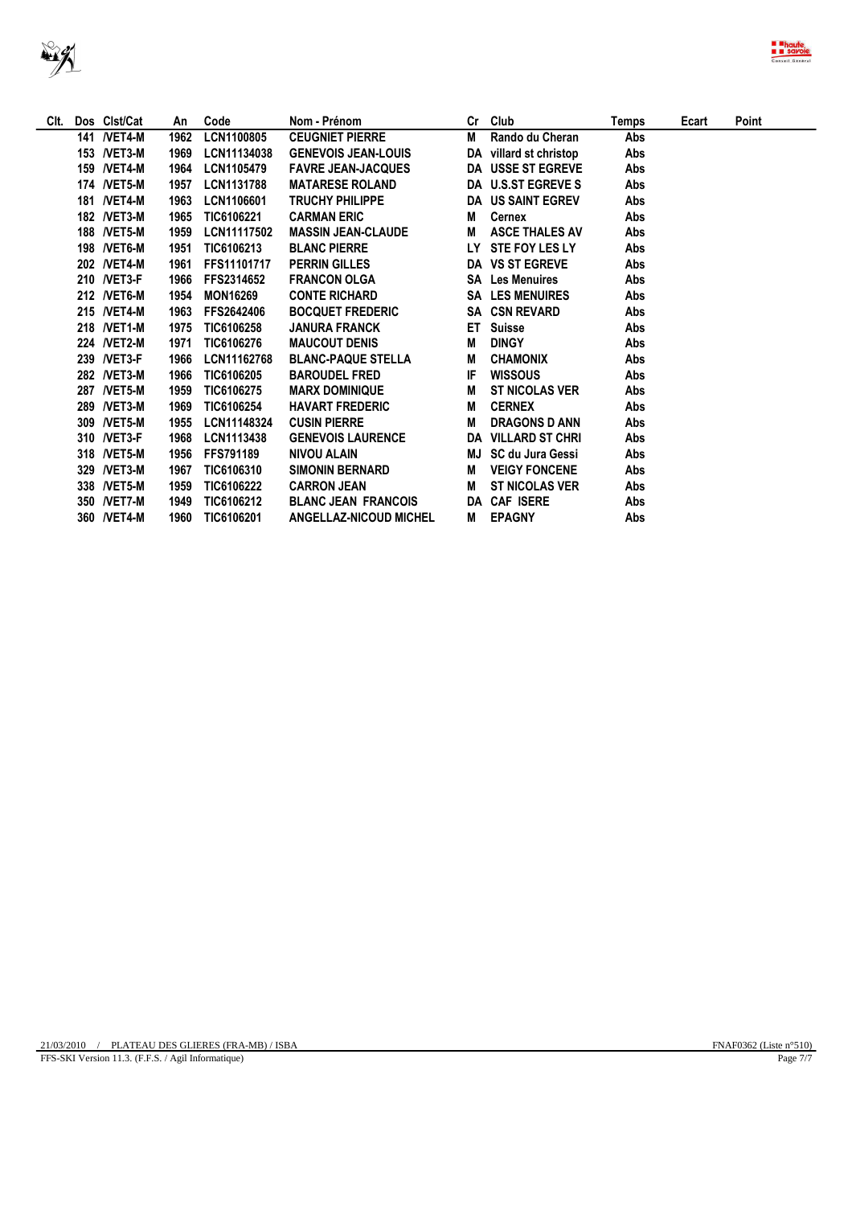| Clt. | Dos | Clst/Cat | An | Code | Nom - Prénom | Cr | Club | Temps | Ecart | Point |
|---|---|---|---|---|---|---|---|---|---|---|
| | 141 | /VET4-M | 1962 | LCN1100805 | CEUGNIET PIERRE | M | Rando du Cheran | Abs | | |
| | 153 | /VET3-M | 1969 | LCN11134038 | GENEVOIS JEAN-LOUIS | DA | villard st christop | Abs | | |
| | 159 | /VET4-M | 1964 | LCN1105479 | FAVRE JEAN-JACQUES | DA | USSE ST EGREVE | Abs | | |
| | 174 | /VET5-M | 1957 | LCN1131788 | MATARESE ROLAND | DA | U.S.ST EGREVE S | Abs | | |
| | 181 | /VET4-M | 1963 | LCN1106601 | TRUCHY PHILIPPE | DA | US SAINT EGREV | Abs | | |
| | 182 | /VET3-M | 1965 | TIC6106221 | CARMAN ERIC | M | Cernex | Abs | | |
| | 188 | /VET5-M | 1959 | LCN11117502 | MASSIN JEAN-CLAUDE | M | ASCE THALES AV | Abs | | |
| | 198 | /VET6-M | 1951 | TIC6106213 | BLANC PIERRE | LY | STE FOY LES LY | Abs | | |
| | 202 | /VET4-M | 1961 | FFS11101717 | PERRIN GILLES | DA | VS ST EGREVE | Abs | | |
| | 210 | /VET3-F | 1966 | FFS2314652 | FRANCON OLGA | SA | Les Menuires | Abs | | |
| | 212 | /VET6-M | 1954 | MON16269 | CONTE RICHARD | SA | LES MENUIRES | Abs | | |
| | 215 | /VET4-M | 1963 | FFS2642406 | BOCQUET FREDERIC | SA | CSN REVARD | Abs | | |
| | 218 | /VET1-M | 1975 | TIC6106258 | JANURA FRANCK | ET | Suisse | Abs | | |
| | 224 | /VET2-M | 1971 | TIC6106276 | MAUCOUT DENIS | M | DINGY | Abs | | |
| | 239 | /VET3-F | 1966 | LCN11162768 | BLANC-PAQUE STELLA | M | CHAMONIX | Abs | | |
| | 282 | /VET3-M | 1966 | TIC6106205 | BAROUDEL FRED | IF | WISSOUS | Abs | | |
| | 287 | /VET5-M | 1959 | TIC6106275 | MARX DOMINIQUE | M | ST NICOLAS VER | Abs | | |
| | 289 | /VET3-M | 1969 | TIC6106254 | HAVART FREDERIC | M | CERNEX | Abs | | |
| | 309 | /VET5-M | 1955 | LCN11148324 | CUSIN PIERRE | M | DRAGONS D ANN | Abs | | |
| | 310 | /VET3-F | 1968 | LCN1113438 | GENEVOIS LAURENCE | DA | VILLARD ST CHRI | Abs | | |
| | 318 | /VET5-M | 1956 | FFS791189 | NIVOU ALAIN | MJ | SC du Jura Gessi | Abs | | |
| | 329 | /VET3-M | 1967 | TIC6106310 | SIMONIN BERNARD | M | VEIGY FONCENE | Abs | | |
| | 338 | /VET5-M | 1959 | TIC6106222 | CARRON JEAN | M | ST NICOLAS VER | Abs | | |
| | 350 | /VET7-M | 1949 | TIC6106212 | BLANC JEAN FRANCOIS | DA | CAF ISERE | Abs | | |
| | 360 | /VET4-M | 1960 | TIC6106201 | ANGELLAZ-NICOUD MICHEL | M | EPAGNY | Abs | | |

21/03/2010 / PLATEAU DES GLIERES (FRA-MB) / ISBA — FNAF0362 (Liste n°510)

FFS-SKI Version 11.3. (F.F.S. / Agil Informatique)